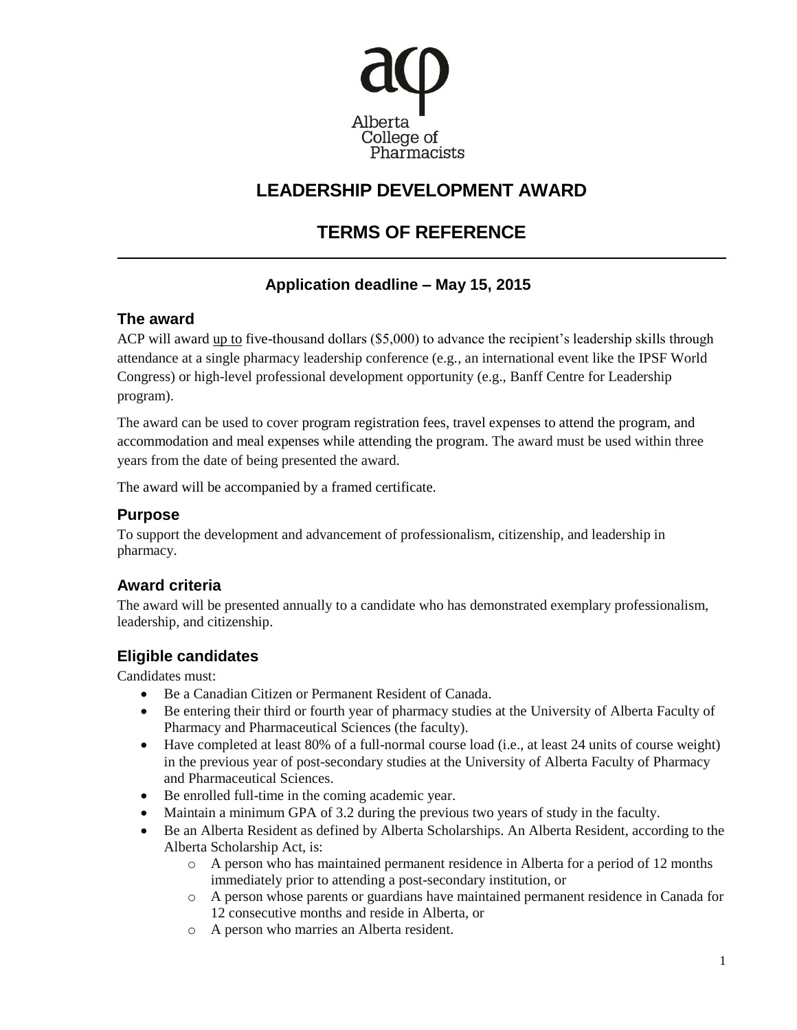Alberta College of Pharmacists

# LEADERSHIP DEVELOPMENT AWARD

# TERMS OF REFERENCE

---

### Application deadline – May 15, 2015

## The award

ACP will award up to five-thousand dollars ($5,000) to advance the recipient's leadership skills through attendance at a single pharmacy leadership conference (e.g., an international event like the IPSF World Congress) or high-level professional development opportunity (e.g., Banff Centre for Leadership program).

The award can be used to cover program registration fees, travel expenses to attend the program, and accommodation and meal expenses while attending the program. The award must be used within three years from the date of being presented the award.

The award will be accompanied by a framed certificate.

## Purpose

To support the development and advancement of professionalism, citizenship, and leadership in pharmacy.

## Award criteria

The award will be presented annually to a candidate who has demonstrated exemplary professionalism, leadership, and citizenship.

## Eligible candidates

Candidates must:

- Be a Canadian Citizen or Permanent Resident of Canada.
- Be entering their third or fourth year of pharmacy studies at the University of Alberta Faculty of Pharmacy and Pharmaceutical Sciences (the faculty).
- Have completed at least 80% of a full-normal course load (i.e., at least 24 units of course weight) in the previous year of post-secondary studies at the University of Alberta Faculty of Pharmacy and Pharmaceutical Sciences.
- Be enrolled full-time in the coming academic year.
- Maintain a minimum GPA of 3.2 during the previous two years of study in the faculty.
- Be an Alberta Resident as defined by Alberta Scholarships. An Alberta Resident, according to the Alberta Scholarship Act, is:
  - A person who has maintained permanent residence in Alberta for a period of 12 months immediately prior to attending a post-secondary institution, or
  - A person whose parents or guardians have maintained permanent residence in Canada for 12 consecutive months and reside in Alberta, or
  - A person who marries an Alberta resident.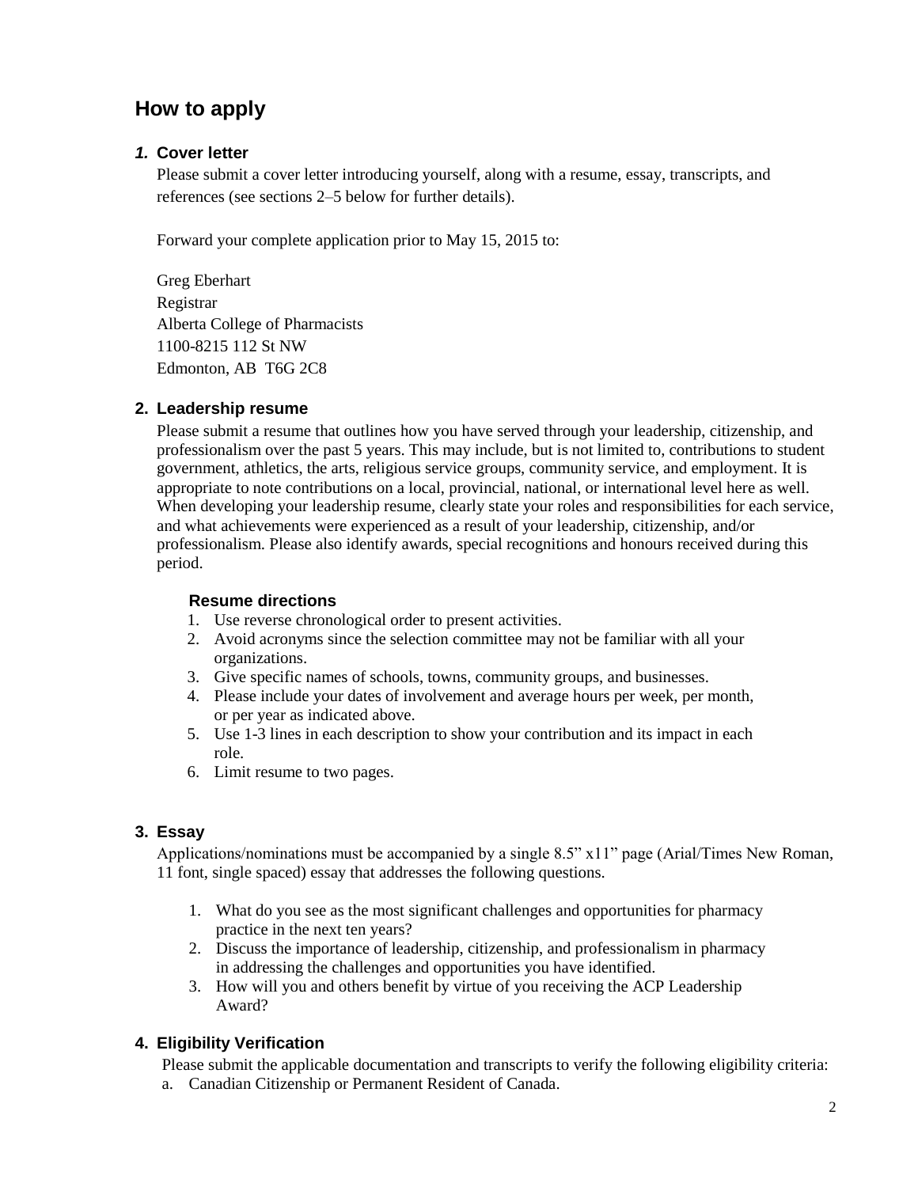## How to apply

### *1.* Cover letter

Please submit a cover letter introducing yourself, along with a resume, essay, transcripts, and references (see sections 2–5 below for further details).

Forward your complete application prior to May 15, 2015 to:

Greg Eberhart  
Registrar  
Alberta College of Pharmacists  
1100-8215 112 St NW  
Edmonton, AB T6G 2C8

### 2. Leadership resume

Please submit a resume that outlines how you have served through your leadership, citizenship, and professionalism over the past 5 years. This may include, but is not limited to, contributions to student government, athletics, the arts, religious service groups, community service, and employment. It is appropriate to note contributions on a local, provincial, national, or international level here as well. When developing your leadership resume, clearly state your roles and responsibilities for each service, and what achievements were experienced as a result of your leadership, citizenship, and/or professionalism. Please also identify awards, special recognitions and honours received during this period.

#### Resume directions

1. Use reverse chronological order to present activities.
2. Avoid acronyms since the selection committee may not be familiar with all your organizations.
3. Give specific names of schools, towns, community groups, and businesses.
4. Please include your dates of involvement and average hours per week, per month, or per year as indicated above.
5. Use 1-3 lines in each description to show your contribution and its impact in each role.
6. Limit resume to two pages.

### 3. Essay

Applications/nominations must be accompanied by a single 8.5" x11" page (Arial/Times New Roman, 11 font, single spaced) essay that addresses the following questions.

1. What do you see as the most significant challenges and opportunities for pharmacy practice in the next ten years?
2. Discuss the importance of leadership, citizenship, and professionalism in pharmacy in addressing the challenges and opportunities you have identified.
3. How will you and others benefit by virtue of you receiving the ACP Leadership Award?

### 4. Eligibility Verification

Please submit the applicable documentation and transcripts to verify the following eligibility criteria:

a. Canadian Citizenship or Permanent Resident of Canada.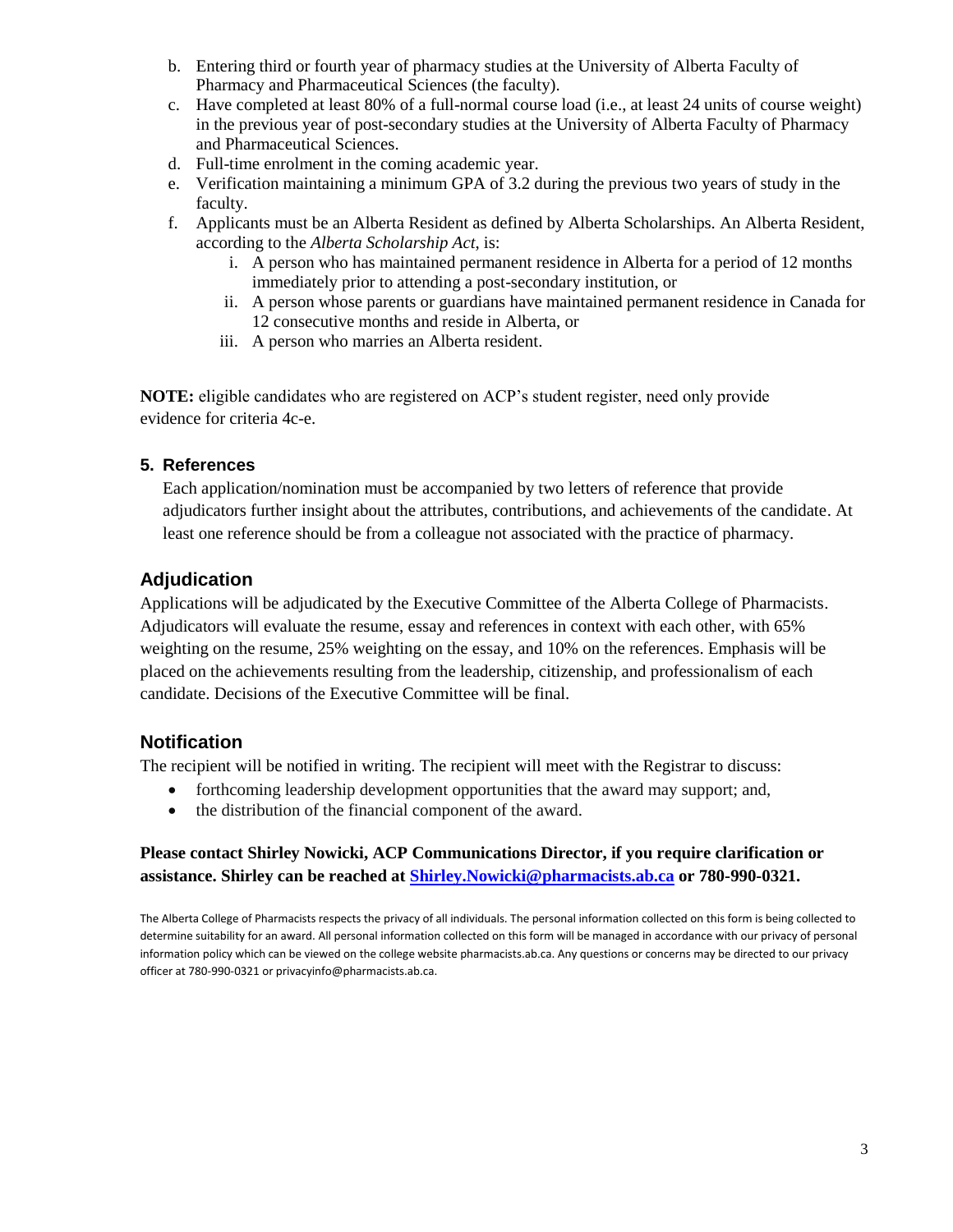b. Entering third or fourth year of pharmacy studies at the University of Alberta Faculty of Pharmacy and Pharmaceutical Sciences (the faculty).
c. Have completed at least 80% of a full-normal course load (i.e., at least 24 units of course weight) in the previous year of post-secondary studies at the University of Alberta Faculty of Pharmacy and Pharmaceutical Sciences.
d. Full-time enrolment in the coming academic year.
e. Verification maintaining a minimum GPA of 3.2 during the previous two years of study in the faculty.
f. Applicants must be an Alberta Resident as defined by Alberta Scholarships. An Alberta Resident, according to the *Alberta Scholarship Act*, is:
    i. A person who has maintained permanent residence in Alberta for a period of 12 months immediately prior to attending a post-secondary institution, or
    ii. A person whose parents or guardians have maintained permanent residence in Canada for 12 consecutive months and reside in Alberta, or
    iii. A person who marries an Alberta resident.

**NOTE:** eligible candidates who are registered on ACP's student register, need only provide evidence for criteria 4c-e.

### 5. References

Each application/nomination must be accompanied by two letters of reference that provide adjudicators further insight about the attributes, contributions, and achievements of the candidate. At least one reference should be from a colleague not associated with the practice of pharmacy.

## Adjudication

Applications will be adjudicated by the Executive Committee of the Alberta College of Pharmacists. Adjudicators will evaluate the resume, essay and references in context with each other, with 65% weighting on the resume, 25% weighting on the essay, and 10% on the references. Emphasis will be placed on the achievements resulting from the leadership, citizenship, and professionalism of each candidate. Decisions of the Executive Committee will be final.

## Notification

The recipient will be notified in writing. The recipient will meet with the Registrar to discuss:

- forthcoming leadership development opportunities that the award may support; and,
- the distribution of the financial component of the award.

**Please contact Shirley Nowicki, ACP Communications Director, if you require clarification or assistance. Shirley can be reached at Shirley.Nowicki@pharmacists.ab.ca or 780-990-0321.**

The Alberta College of Pharmacists respects the privacy of all individuals. The personal information collected on this form is being collected to determine suitability for an award. All personal information collected on this form will be managed in accordance with our privacy of personal information policy which can be viewed on the college website pharmacists.ab.ca. Any questions or concerns may be directed to our privacy officer at 780-990-0321 or privacyinfo@pharmacists.ab.ca.